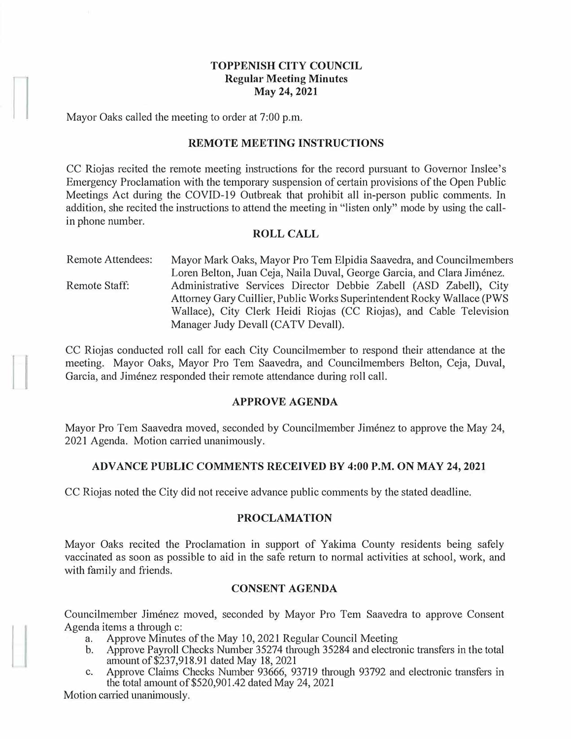# TOPPENISH CITY COUNCIL
## Regular Meeting Minutes
## May 24, 2021

Mayor Oaks called the meeting to order at 7:00 p.m.

### REMOTE MEETING INSTRUCTIONS

CC Riojas recited the remote meeting instructions for the record pursuant to Governor Inslee's Emergency Proclamation with the temporary suspension of certain provisions of the Open Public Meetings Act during the COVID-19 Outbreak that prohibit all in-person public comments. In addition, she recited the instructions to attend the meeting in "listen only" mode by using the call-in phone number.

### ROLL CALL

| | |
|---|---|
| Remote Attendees: | Mayor Mark Oaks, Mayor Pro Tem Elpidia Saavedra, and Councilmembers Loren Belton, Juan Ceja, Naila Duval, George Garcia, and Clara Jiménez. |
| Remote Staff: | Administrative Services Director Debbie Zabell (ASD Zabell), City Attorney Gary Cuillier, Public Works Superintendent Rocky Wallace (PWS Wallace), City Clerk Heidi Riojas (CC Riojas), and Cable Television Manager Judy Devall (CATV Devall). |

CC Riojas conducted roll call for each City Councilmember to respond their attendance at the meeting. Mayor Oaks, Mayor Pro Tem Saavedra, and Councilmembers Belton, Ceja, Duval, Garcia, and Jiménez responded their remote attendance during roll call.

### APPROVE AGENDA

Mayor Pro Tem Saavedra moved, seconded by Councilmember Jiménez to approve the May 24, 2021 Agenda. Motion carried unanimously.

### ADVANCE PUBLIC COMMENTS RECEIVED BY 4:00 P.M. ON MAY 24, 2021

CC Riojas noted the City did not receive advance public comments by the stated deadline.

### PROCLAMATION

Mayor Oaks recited the Proclamation in support of Yakima County residents being safely vaccinated as soon as possible to aid in the safe return to normal activities at school, work, and with family and friends.

### CONSENT AGENDA

Councilmember Jiménez moved, seconded by Mayor Pro Tem Saavedra to approve Consent Agenda items a through c:

a. Approve Minutes of the May 10, 2021 Regular Council Meeting
b. Approve Payroll Checks Number 35274 through 35284 and electronic transfers in the total amount of $237,918.91 dated May 18, 2021
c. Approve Claims Checks Number 93666, 93719 through 93792 and electronic transfers in the total amount of $520,901.42 dated May 24, 2021

Motion carried unanimously.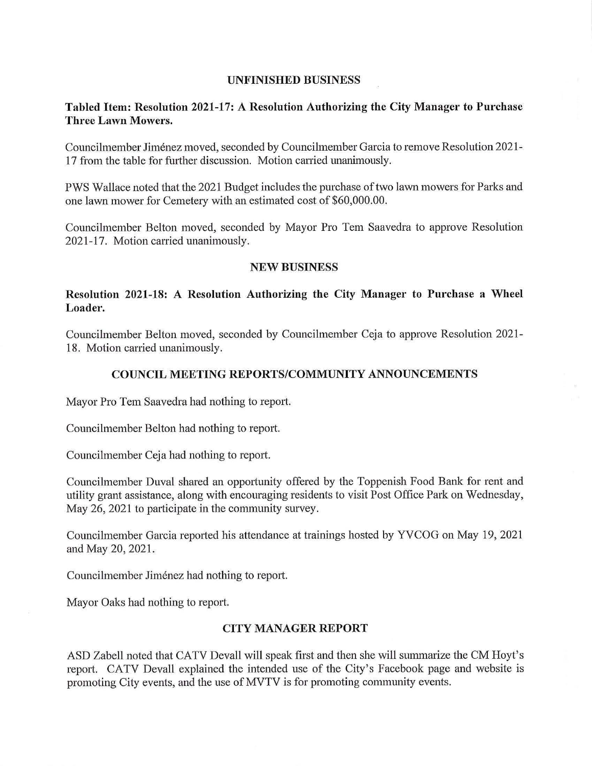## UNFINISHED BUSINESS

### Tabled Item: Resolution 2021-17: A Resolution Authorizing the City Manager to Purchase Three Lawn Mowers.

Councilmember Jiménez moved, seconded by Councilmember Garcia to remove Resolution 2021-17 from the table for further discussion. Motion carried unanimously.

PWS Wallace noted that the 2021 Budget includes the purchase of two lawn mowers for Parks and one lawn mower for Cemetery with an estimated cost of $60,000.00.

Councilmember Belton moved, seconded by Mayor Pro Tem Saavedra to approve Resolution 2021-17. Motion carried unanimously.

## NEW BUSINESS

### Resolution 2021-18: A Resolution Authorizing the City Manager to Purchase a Wheel Loader.

Councilmember Belton moved, seconded by Councilmember Ceja to approve Resolution 2021-18. Motion carried unanimously.

## COUNCIL MEETING REPORTS/COMMUNITY ANNOUNCEMENTS

Mayor Pro Tem Saavedra had nothing to report.

Councilmember Belton had nothing to report.

Councilmember Ceja had nothing to report.

Councilmember Duval shared an opportunity offered by the Toppenish Food Bank for rent and utility grant assistance, along with encouraging residents to visit Post Office Park on Wednesday, May 26, 2021 to participate in the community survey.

Councilmember Garcia reported his attendance at trainings hosted by YVCOG on May 19, 2021 and May 20, 2021.

Councilmember Jiménez had nothing to report.

Mayor Oaks had nothing to report.

## CITY MANAGER REPORT

ASD Zabell noted that CATV Devall will speak first and then she will summarize the CM Hoyt's report. CATV Devall explained the intended use of the City's Facebook page and website is promoting City events, and the use of MVTV is for promoting community events.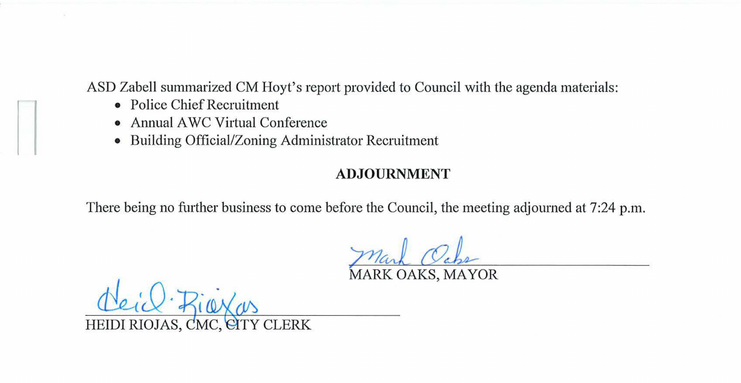ASD Zabell summarized CM Hoyt's report provided to Council with the agenda materials:

- Police Chief Recruitment
- Annual AWC Virtual Conference
- Building Official/Zoning Administrator Recruitment

## ADJOURNMENT

There being no further business to come before the Council, the meeting adjourned at 7:24 p.m.

MARK OAKS, MAYOR

HEIDI RIOJAS, CMC, CITY CLERK